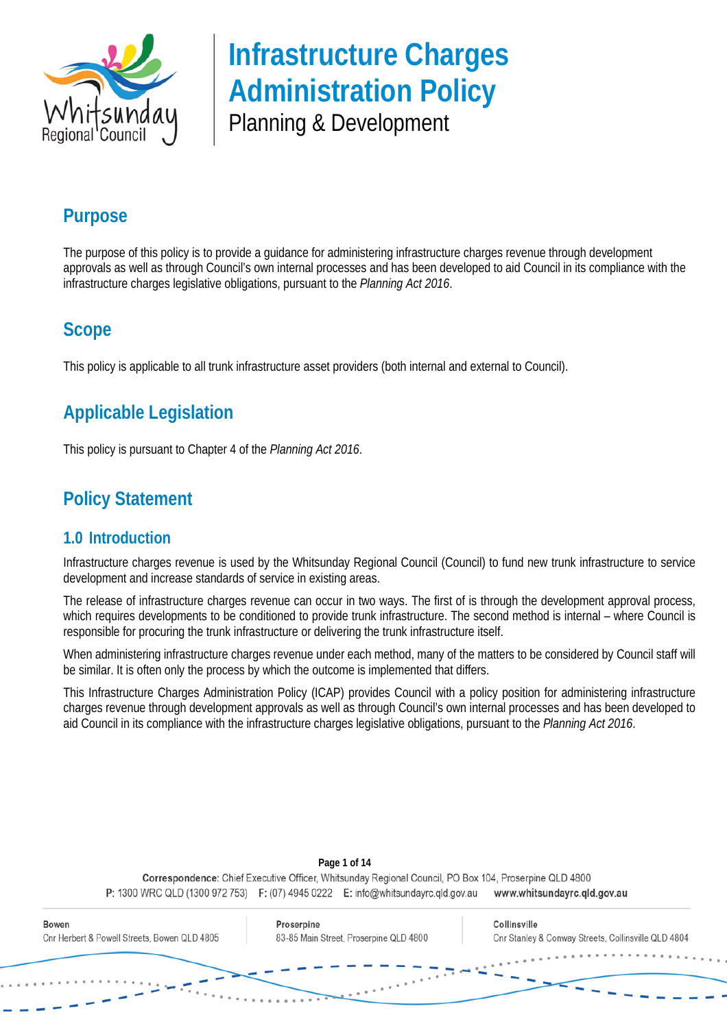# Infrastructure Charges Administration Policy

Planning & Development

## Purpose

The purpose of this policy is to provide a guidance for administering infrastructure charges revenue through development approvals as well as through Council's own internal processes and has been developed to aid Council in its compliance with the infrastructure charges legislative obligations, pursuant to the *Planning Act 2016*.

## Scope

This policy is applicable to all trunk infrastructure asset providers (both internal and external to Council).

## Applicable Legislation

This policy is pursuant to Chapter 4 of the *Planning Act 2016*.

## Policy Statement

### 1.0 Introduction

Infrastructure charges revenue is used by the Whitsunday Regional Council (Council) to fund new trunk infrastructure to service development and increase standards of service in existing areas.

The release of infrastructure charges revenue can occur in two ways. The first of is through the development approval process, which requires developments to be conditioned to provide trunk infrastructure. The second method is internal – where Council is responsible for procuring the trunk infrastructure or delivering the trunk infrastructure itself.

When administering infrastructure charges revenue under each method, many of the matters to be considered by Council staff will be similar. It is often only the process by which the outcome is implemented that differs.

This Infrastructure Charges Administration Policy (ICAP) provides Council with a policy position for administering infrastructure charges revenue through development approvals as well as through Council's own internal processes and has been developed to aid Council in its compliance with the infrastructure charges legislative obligations, pursuant to the *Planning Act 2016*.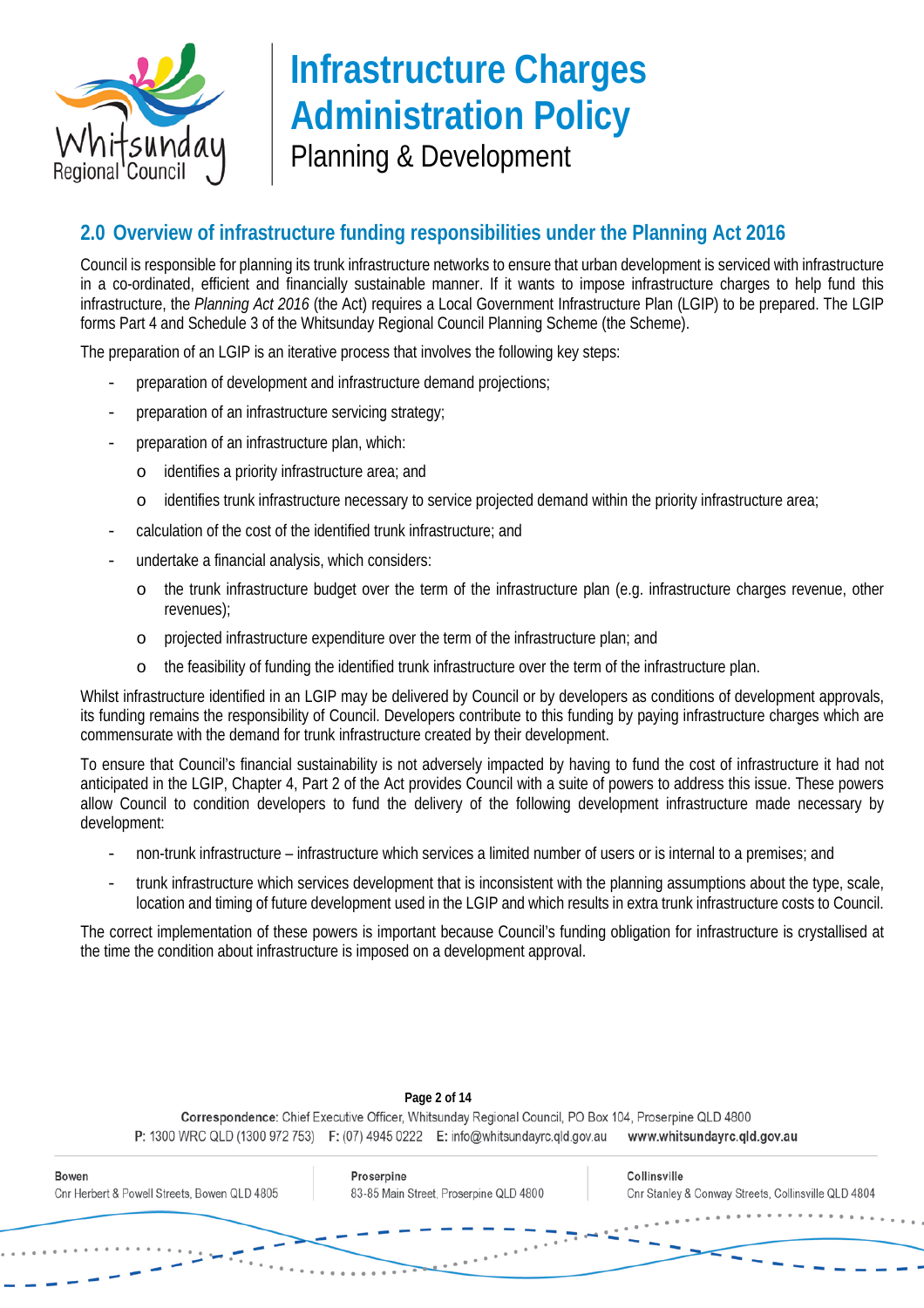## 2.0 Overview of infrastructure funding responsibilities under the Planning Act 2016

Council is responsible for planning its trunk infrastructure networks to ensure that urban development is serviced with infrastructure in a co-ordinated, efficient and financially sustainable manner. If it wants to impose infrastructure charges to help fund this infrastructure, the *Planning Act 2016* (the Act) requires a Local Government Infrastructure Plan (LGIP) to be prepared. The LGIP forms Part 4 and Schedule 3 of the Whitsunday Regional Council Planning Scheme (the Scheme).

The preparation of an LGIP is an iterative process that involves the following key steps:

- preparation of development and infrastructure demand projections;
- preparation of an infrastructure servicing strategy;
- preparation of an infrastructure plan, which:
  - identifies a priority infrastructure area; and
  - identifies trunk infrastructure necessary to service projected demand within the priority infrastructure area;
- calculation of the cost of the identified trunk infrastructure; and
- undertake a financial analysis, which considers:
  - the trunk infrastructure budget over the term of the infrastructure plan (e.g. infrastructure charges revenue, other revenues);
  - projected infrastructure expenditure over the term of the infrastructure plan; and
  - the feasibility of funding the identified trunk infrastructure over the term of the infrastructure plan.

Whilst infrastructure identified in an LGIP may be delivered by Council or by developers as conditions of development approvals, its funding remains the responsibility of Council. Developers contribute to this funding by paying infrastructure charges which are commensurate with the demand for trunk infrastructure created by their development.

To ensure that Council's financial sustainability is not adversely impacted by having to fund the cost of infrastructure it had not anticipated in the LGIP, Chapter 4, Part 2 of the Act provides Council with a suite of powers to address this issue. These powers allow Council to condition developers to fund the delivery of the following development infrastructure made necessary by development:

- non-trunk infrastructure – infrastructure which services a limited number of users or is internal to a premises; and
- trunk infrastructure which services development that is inconsistent with the planning assumptions about the type, scale, location and timing of future development used in the LGIP and which results in extra trunk infrastructure costs to Council.

The correct implementation of these powers is important because Council's funding obligation for infrastructure is crystallised at the time the condition about infrastructure is imposed on a development approval.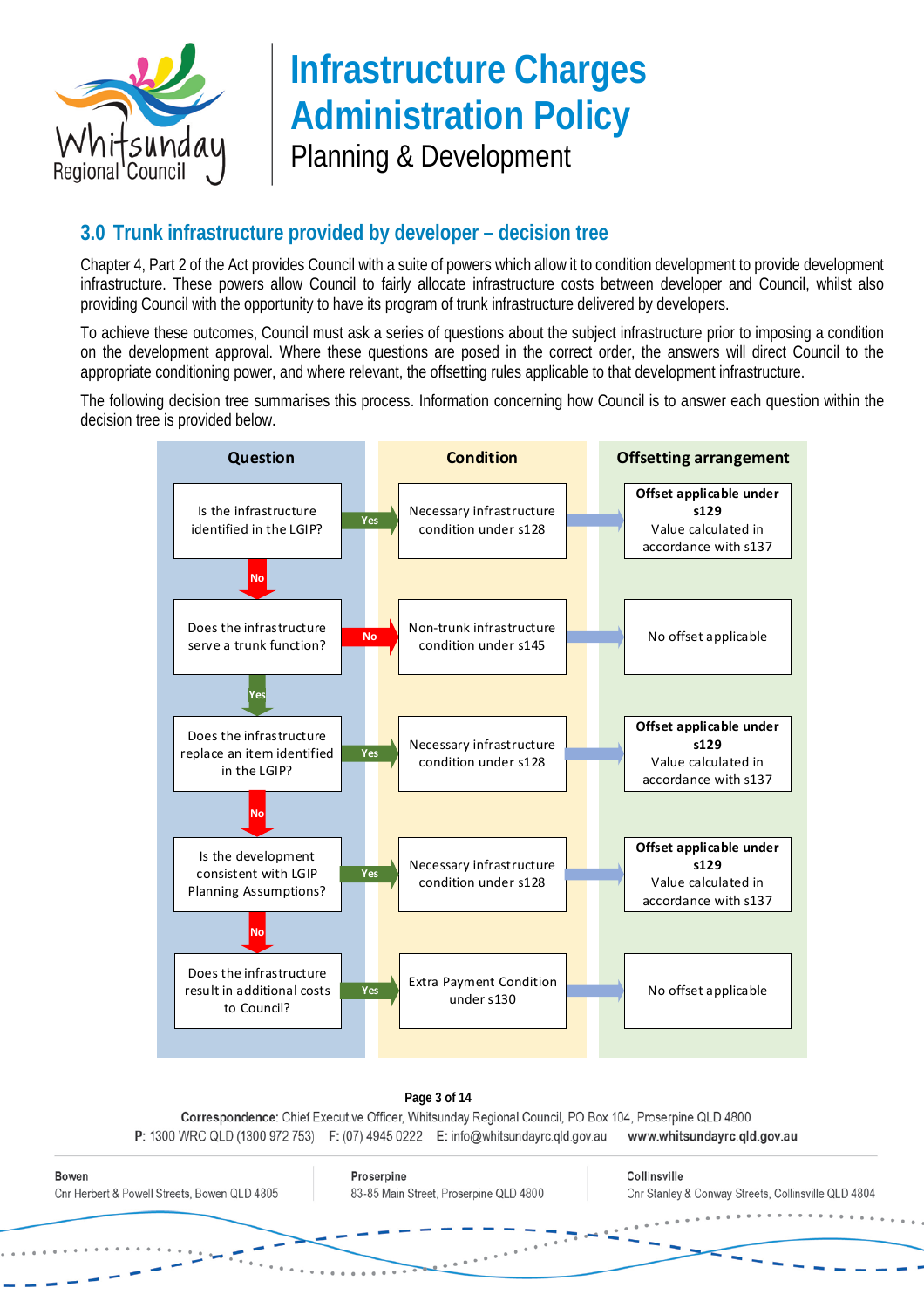## 3.0 Trunk infrastructure provided by developer – decision tree

Chapter 4, Part 2 of the Act provides Council with a suite of powers which allow it to condition development to provide development infrastructure. These powers allow Council to fairly allocate infrastructure costs between developer and Council, whilst also providing Council with the opportunity to have its program of trunk infrastructure delivered by developers.

To achieve these outcomes, Council must ask a series of questions about the subject infrastructure prior to imposing a condition on the development approval. Where these questions are posed in the correct order, the answers will direct Council to the appropriate conditioning power, and where relevant, the offsetting rules applicable to that development infrastructure.

The following decision tree summarises this process. Information concerning how Council is to answer each question within the decision tree is provided below.

| Question | Answer | Condition | Offsetting arrangement |
|---|---|---|---|
| Is the infrastructure identified in the LGIP? | Yes | Necessary infrastructure condition under s128 | **Offset applicable under s129** Value calculated in accordance with s137 |
| ↓ No | | | |
| Does the infrastructure serve a trunk function? | No | Non-trunk infrastructure condition under s145 | No offset applicable |
| ↓ Yes | | | |
| Does the infrastructure replace an item identified in the LGIP? | Yes | Necessary infrastructure condition under s128 | **Offset applicable under s129** Value calculated in accordance with s137 |
| ↓ No | | | |
| Is the development consistent with LGIP Planning Assumptions? | Yes | Necessary infrastructure condition under s128 | **Offset applicable under s129** Value calculated in accordance with s137 |
| ↓ No | | | |
| Does the infrastructure result in additional costs to Council? | Yes | Extra Payment Condition under s130 | No offset applicable |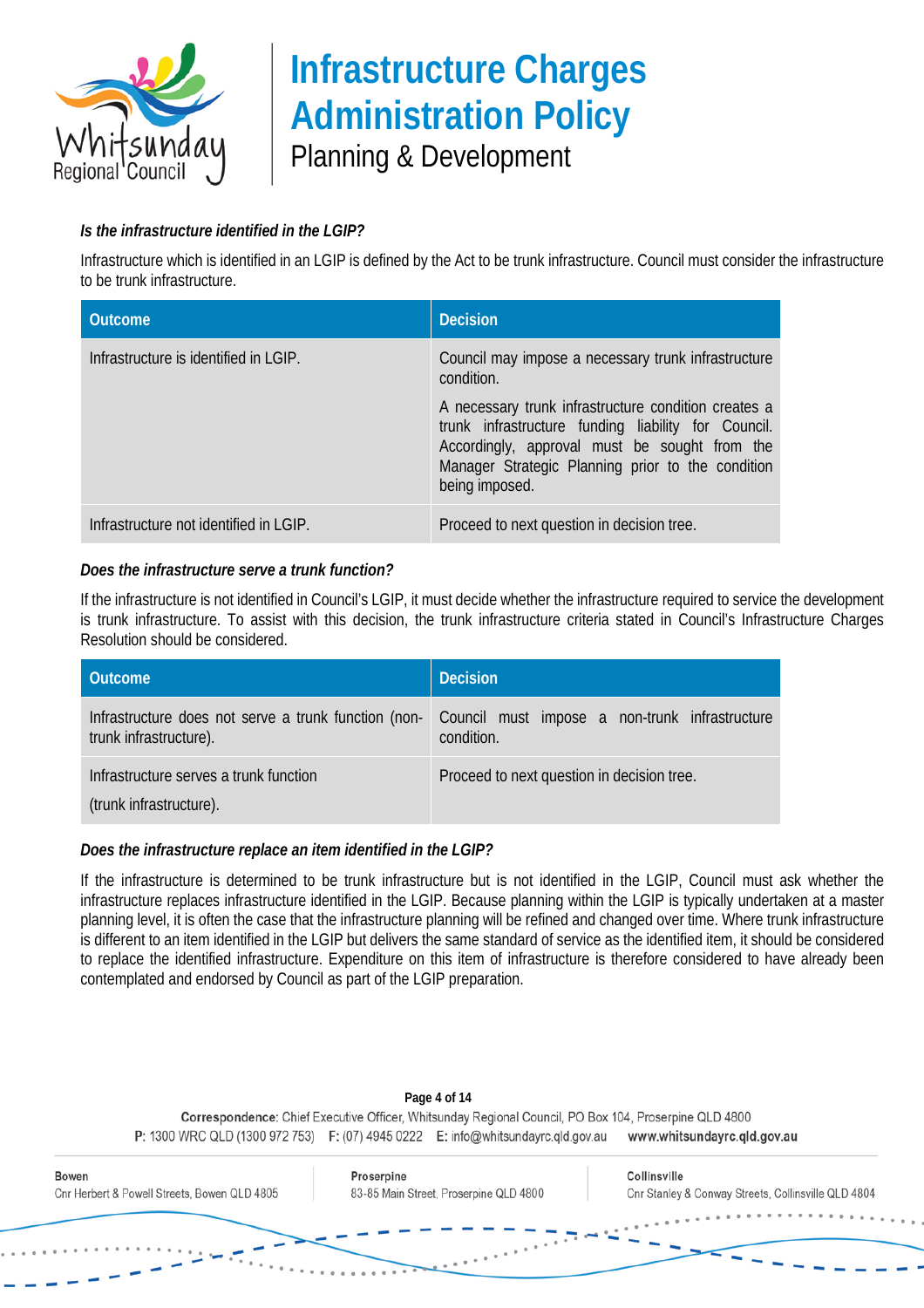***Is the infrastructure identified in the LGIP?***

Infrastructure which is identified in an LGIP is defined by the Act to be trunk infrastructure. Council must consider the infrastructure to be trunk infrastructure.

| Outcome | Decision |
|---|---|
| Infrastructure is identified in LGIP. | Council may impose a necessary trunk infrastructure condition.<br><br>A necessary trunk infrastructure condition creates a trunk infrastructure funding liability for Council. Accordingly, approval must be sought from the Manager Strategic Planning prior to the condition being imposed. |
| Infrastructure not identified in LGIP. | Proceed to next question in decision tree. |

***Does the infrastructure serve a trunk function?***

If the infrastructure is not identified in Council's LGIP, it must decide whether the infrastructure required to service the development is trunk infrastructure. To assist with this decision, the trunk infrastructure criteria stated in Council's Infrastructure Charges Resolution should be considered.

| Outcome | Decision |
|---|---|
| Infrastructure does not serve a trunk function (non-trunk infrastructure). | Council must impose a non-trunk infrastructure condition. |
| Infrastructure serves a trunk function<br><br>(trunk infrastructure). | Proceed to next question in decision tree. |

***Does the infrastructure replace an item identified in the LGIP?***

If the infrastructure is determined to be trunk infrastructure but is not identified in the LGIP, Council must ask whether the infrastructure replaces infrastructure identified in the LGIP. Because planning within the LGIP is typically undertaken at a master planning level, it is often the case that the infrastructure planning will be refined and changed over time. Where trunk infrastructure is different to an item identified in the LGIP but delivers the same standard of service as the identified item, it should be considered to replace the identified infrastructure. Expenditure on this item of infrastructure is therefore considered to have already been contemplated and endorsed by Council as part of the LGIP preparation.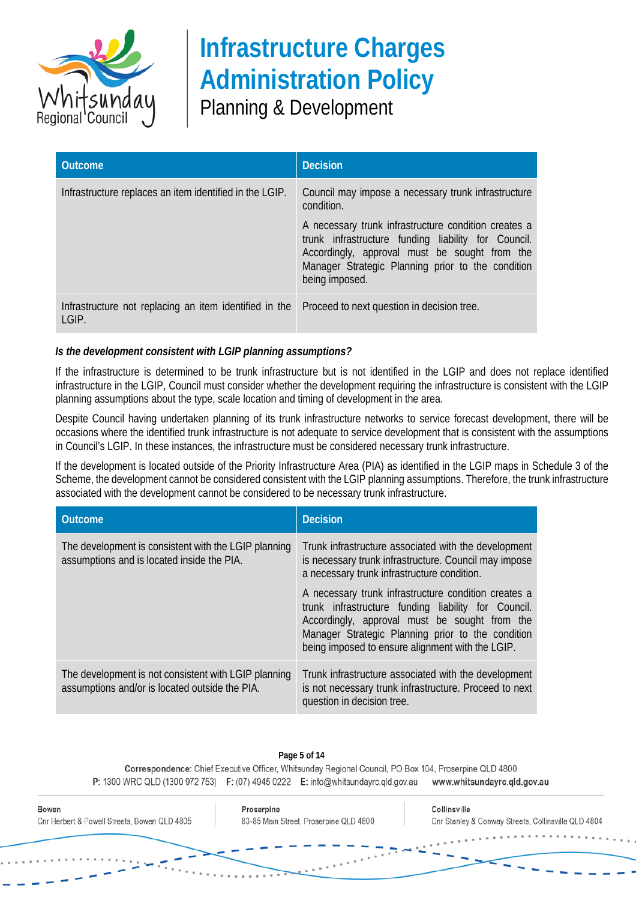| Outcome | Decision |
|---|---|
| Infrastructure replaces an item identified in the LGIP. | Council may impose a necessary trunk infrastructure condition.<br><br>A necessary trunk infrastructure condition creates a trunk infrastructure funding liability for Council. Accordingly, approval must be sought from the Manager Strategic Planning prior to the condition being imposed. |
| Infrastructure not replacing an item identified in the LGIP. | Proceed to next question in decision tree. |

***Is the development consistent with LGIP planning assumptions?***

If the infrastructure is determined to be trunk infrastructure but is not identified in the LGIP and does not replace identified infrastructure in the LGIP, Council must consider whether the development requiring the infrastructure is consistent with the LGIP planning assumptions about the type, scale location and timing of development in the area.

Despite Council having undertaken planning of its trunk infrastructure networks to service forecast development, there will be occasions where the identified trunk infrastructure is not adequate to service development that is consistent with the assumptions in Council's LGIP. In these instances, the infrastructure must be considered necessary trunk infrastructure.

If the development is located outside of the Priority Infrastructure Area (PIA) as identified in the LGIP maps in Schedule 3 of the Scheme, the development cannot be considered consistent with the LGIP planning assumptions. Therefore, the trunk infrastructure associated with the development cannot be considered to be necessary trunk infrastructure.

| Outcome | Decision |
|---|---|
| The development is consistent with the LGIP planning assumptions and is located inside the PIA. | Trunk infrastructure associated with the development is necessary trunk infrastructure. Council may impose a necessary trunk infrastructure condition.<br><br>A necessary trunk infrastructure condition creates a trunk infrastructure funding liability for Council. Accordingly, approval must be sought from the Manager Strategic Planning prior to the condition being imposed to ensure alignment with the LGIP. |
| The development is not consistent with LGIP planning assumptions and/or is located outside the PIA. | Trunk infrastructure associated with the development is not necessary trunk infrastructure. Proceed to next question in decision tree. |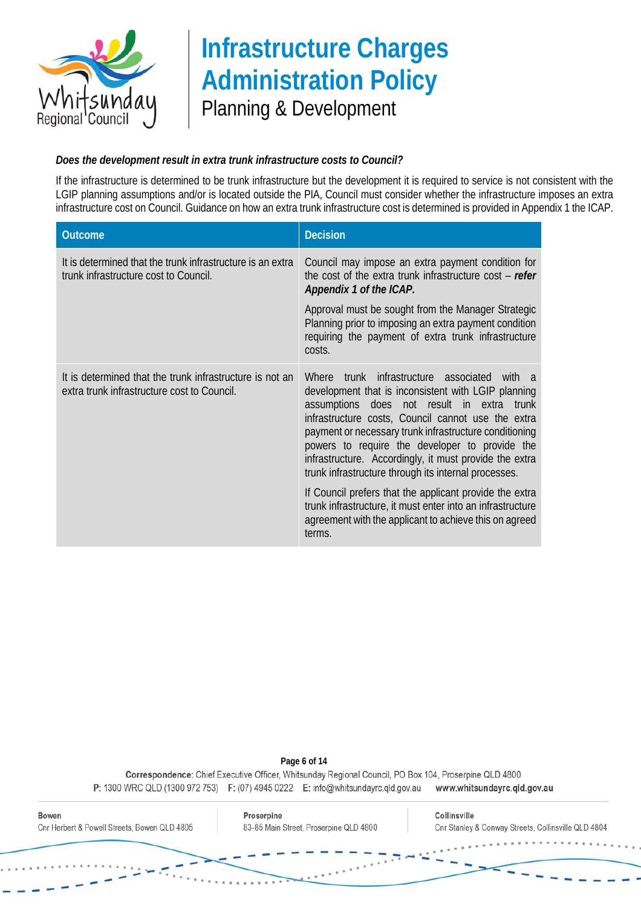***Does the development result in extra trunk infrastructure costs to Council?***

If the infrastructure is determined to be trunk infrastructure but the development it is required to service is not consistent with the LGIP planning assumptions and/or is located outside the PIA, Council must consider whether the infrastructure imposes an extra infrastructure cost on Council. Guidance on how an extra trunk infrastructure cost is determined is provided in Appendix 1 the ICAP.

| Outcome | Decision |
|---|---|
| It is determined that the trunk infrastructure is an extra trunk infrastructure cost to Council. | Council may impose an extra payment condition for the cost of the extra trunk infrastructure cost – ***refer Appendix 1 of the ICAP.***<br><br>Approval must be sought from the Manager Strategic Planning prior to imposing an extra payment condition requiring the payment of extra trunk infrastructure costs. |
| It is determined that the trunk infrastructure is not an extra trunk infrastructure cost to Council. | Where trunk infrastructure associated with a development that is inconsistent with LGIP planning assumptions does not result in extra trunk infrastructure costs, Council cannot use the extra payment or necessary trunk infrastructure conditioning powers to require the developer to provide the infrastructure. Accordingly, it must provide the extra trunk infrastructure through its internal processes.<br><br>If Council prefers that the applicant provide the extra trunk infrastructure, it must enter into an infrastructure agreement with the applicant to achieve this on agreed terms. |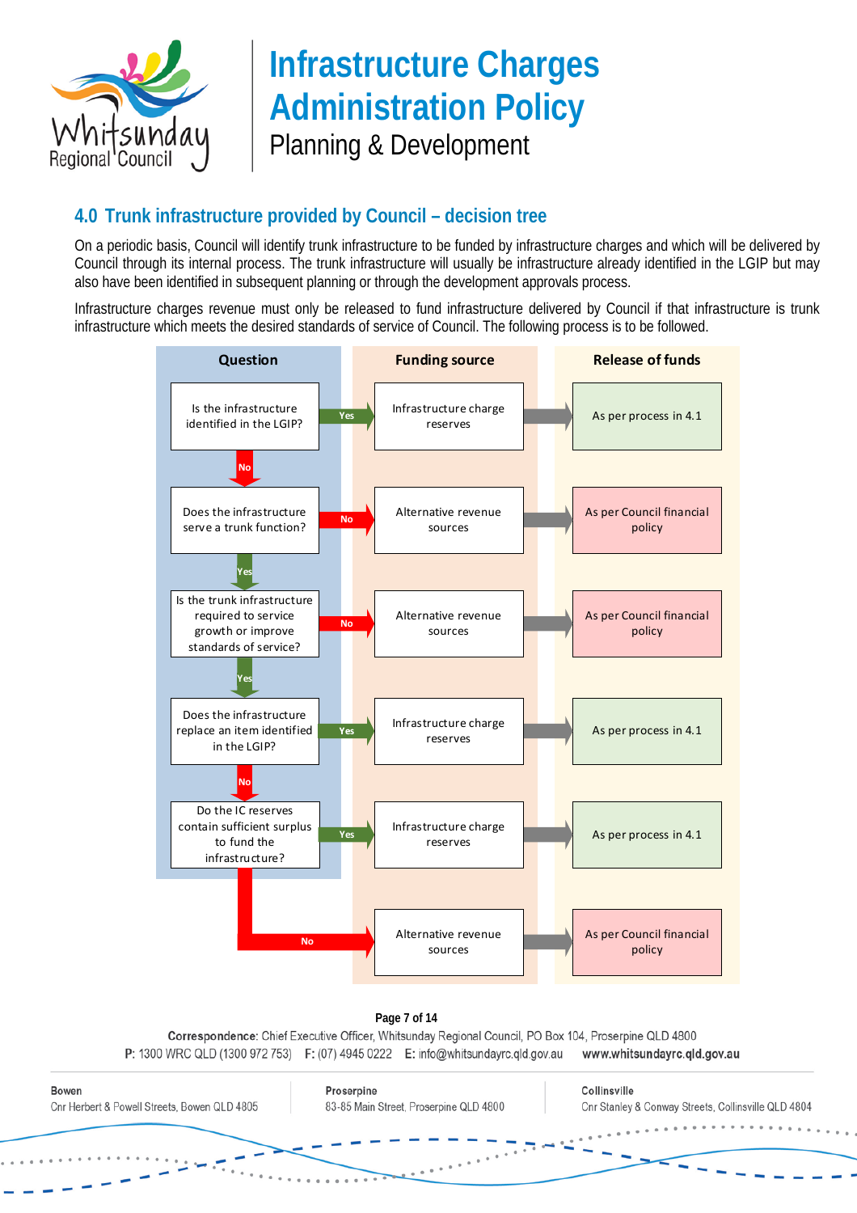## 4.0 Trunk infrastructure provided by Council – decision tree

On a periodic basis, Council will identify trunk infrastructure to be funded by infrastructure charges and which will be delivered by Council through its internal process. The trunk infrastructure will usually be infrastructure already identified in the LGIP but may also have been identified in subsequent planning or through the development approvals process.

Infrastructure charges revenue must only be released to fund infrastructure delivered by Council if that infrastructure is trunk infrastructure which meets the desired standards of service of Council. The following process is to be followed.

Question

Funding source

Release of funds

Is the infrastructure identified in the LGIP?

Yes

Infrastructure charge reserves

As per process in 4.1

No

Does the infrastructure serve a trunk function?

No

Alternative revenue sources

As per Council financial policy

Yes

Is the trunk infrastructure required to service growth or improve standards of service?

No

Alternative revenue sources

As per Council financial policy

Yes

Does the infrastructure replace an item identified in the LGIP?

Yes

Infrastructure charge reserves

As per process in 4.1

No

Do the IC reserves contain sufficient surplus to fund the infrastructure?

Yes

Infrastructure charge reserves

As per process in 4.1

No

Alternative revenue sources

As per Council financial policy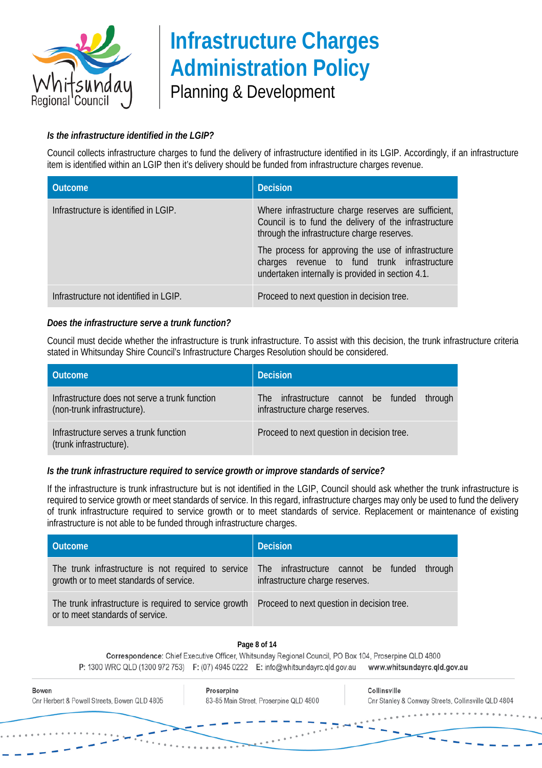***Is the infrastructure identified in the LGIP?***

Council collects infrastructure charges to fund the delivery of infrastructure identified in its LGIP. Accordingly, if an infrastructure item is identified within an LGIP then it's delivery should be funded from infrastructure charges revenue.

| Outcome | Decision |
|---|---|
| Infrastructure is identified in LGIP. | Where infrastructure charge reserves are sufficient, Council is to fund the delivery of the infrastructure through the infrastructure charge reserves.<br><br>The process for approving the use of infrastructure charges revenue to fund trunk infrastructure undertaken internally is provided in section 4.1. |
| Infrastructure not identified in LGIP. | Proceed to next question in decision tree. |

***Does the infrastructure serve a trunk function?***

Council must decide whether the infrastructure is trunk infrastructure. To assist with this decision, the trunk infrastructure criteria stated in Whitsunday Shire Council's Infrastructure Charges Resolution should be considered.

| Outcome | Decision |
|---|---|
| Infrastructure does not serve a trunk function (non-trunk infrastructure). | The infrastructure cannot be funded through infrastructure charge reserves. |
| Infrastructure serves a trunk function (trunk infrastructure). | Proceed to next question in decision tree. |

***Is the trunk infrastructure required to service growth or improve standards of service?***

If the infrastructure is trunk infrastructure but is not identified in the LGIP, Council should ask whether the trunk infrastructure is required to service growth or meet standards of service. In this regard, infrastructure charges may only be used to fund the delivery of trunk infrastructure required to service growth or to meet standards of service. Replacement or maintenance of existing infrastructure is not able to be funded through infrastructure charges.

| Outcome | Decision |
|---|---|
| The trunk infrastructure is not required to service growth or to meet standards of service. | The infrastructure cannot be funded through infrastructure charge reserves. |
| The trunk infrastructure is required to service growth or to meet standards of service. | Proceed to next question in decision tree. |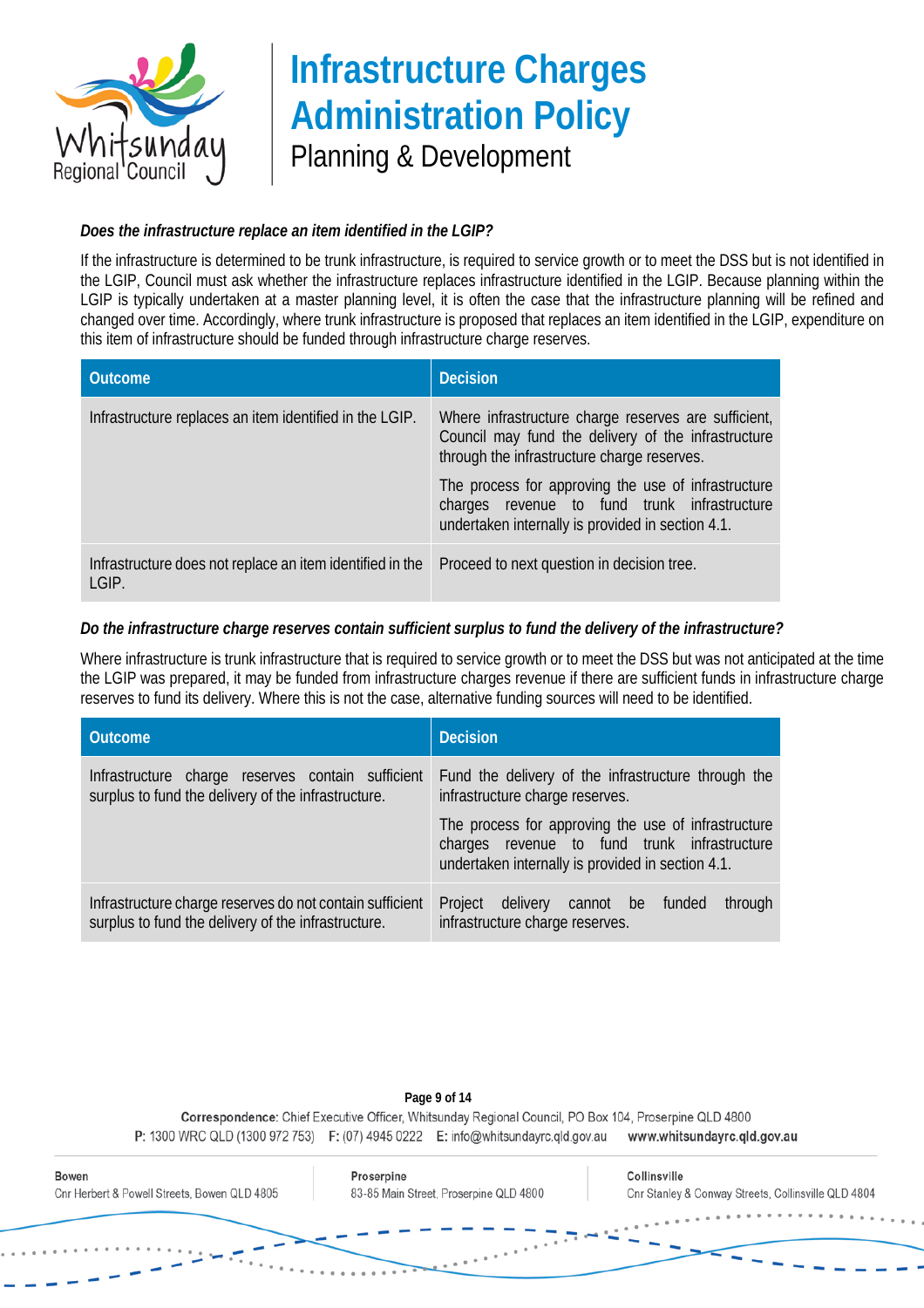***Does the infrastructure replace an item identified in the LGIP?***

If the infrastructure is determined to be trunk infrastructure, is required to service growth or to meet the DSS but is not identified in the LGIP, Council must ask whether the infrastructure replaces infrastructure identified in the LGIP. Because planning within the LGIP is typically undertaken at a master planning level, it is often the case that the infrastructure planning will be refined and changed over time. Accordingly, where trunk infrastructure is proposed that replaces an item identified in the LGIP, expenditure on this item of infrastructure should be funded through infrastructure charge reserves.

| Outcome | Decision |
|---|---|
| Infrastructure replaces an item identified in the LGIP. | Where infrastructure charge reserves are sufficient, Council may fund the delivery of the infrastructure through the infrastructure charge reserves.<br><br>The process for approving the use of infrastructure charges revenue to fund trunk infrastructure undertaken internally is provided in section 4.1. |
| Infrastructure does not replace an item identified in the LGIP. | Proceed to next question in decision tree. |

***Do the infrastructure charge reserves contain sufficient surplus to fund the delivery of the infrastructure?***

Where infrastructure is trunk infrastructure that is required to service growth or to meet the DSS but was not anticipated at the time the LGIP was prepared, it may be funded from infrastructure charges revenue if there are sufficient funds in infrastructure charge reserves to fund its delivery. Where this is not the case, alternative funding sources will need to be identified.

| Outcome | Decision |
|---|---|
| Infrastructure charge reserves contain sufficient surplus to fund the delivery of the infrastructure. | Fund the delivery of the infrastructure through the infrastructure charge reserves.<br><br>The process for approving the use of infrastructure charges revenue to fund trunk infrastructure undertaken internally is provided in section 4.1. |
| Infrastructure charge reserves do not contain sufficient surplus to fund the delivery of the infrastructure. | Project delivery cannot be funded through infrastructure charge reserves. |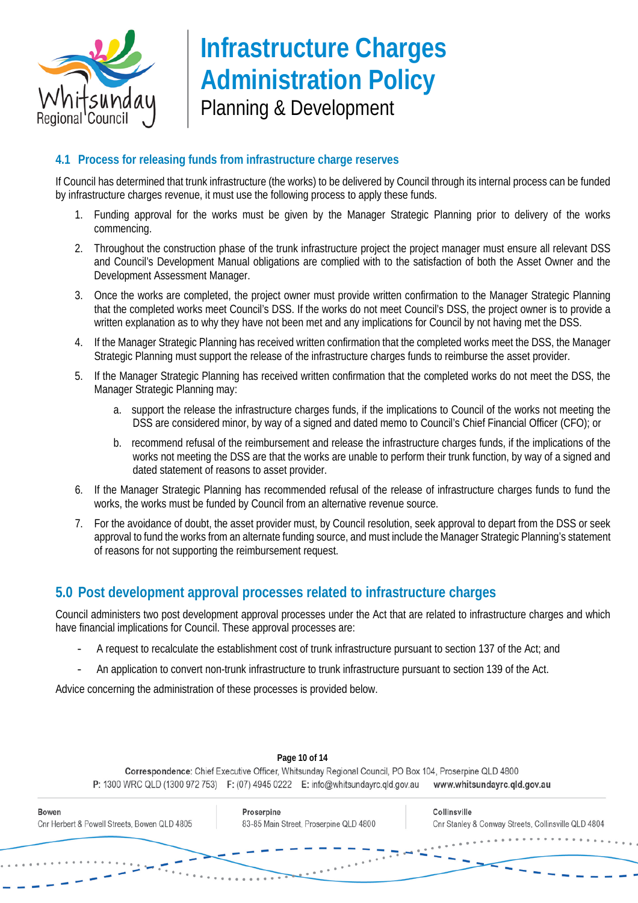### 4.1 Process for releasing funds from infrastructure charge reserves

If Council has determined that trunk infrastructure (the works) to be delivered by Council through its internal process can be funded by infrastructure charges revenue, it must use the following process to apply these funds.

1. Funding approval for the works must be given by the Manager Strategic Planning prior to delivery of the works commencing.
2. Throughout the construction phase of the trunk infrastructure project the project manager must ensure all relevant DSS and Council's Development Manual obligations are complied with to the satisfaction of both the Asset Owner and the Development Assessment Manager.
3. Once the works are completed, the project owner must provide written confirmation to the Manager Strategic Planning that the completed works meet Council's DSS. If the works do not meet Council's DSS, the project owner is to provide a written explanation as to why they have not been met and any implications for Council by not having met the DSS.
4. If the Manager Strategic Planning has received written confirmation that the completed works meet the DSS, the Manager Strategic Planning must support the release of the infrastructure charges funds to reimburse the asset provider.
5. If the Manager Strategic Planning has received written confirmation that the completed works do not meet the DSS, the Manager Strategic Planning may:
   a. support the release the infrastructure charges funds, if the implications to Council of the works not meeting the DSS are considered minor, by way of a signed and dated memo to Council's Chief Financial Officer (CFO); or
   b. recommend refusal of the reimbursement and release the infrastructure charges funds, if the implications of the works not meeting the DSS are that the works are unable to perform their trunk function, by way of a signed and dated statement of reasons to asset provider.
6. If the Manager Strategic Planning has recommended refusal of the release of infrastructure charges funds to fund the works, the works must be funded by Council from an alternative revenue source.
7. For the avoidance of doubt, the asset provider must, by Council resolution, seek approval to depart from the DSS or seek approval to fund the works from an alternate funding source, and must include the Manager Strategic Planning's statement of reasons for not supporting the reimbursement request.

## 5.0 Post development approval processes related to infrastructure charges

Council administers two post development approval processes under the Act that are related to infrastructure charges and which have financial implications for Council. These approval processes are:

- A request to recalculate the establishment cost of trunk infrastructure pursuant to section 137 of the Act; and
- An application to convert non-trunk infrastructure to trunk infrastructure pursuant to section 139 of the Act.

Advice concerning the administration of these processes is provided below.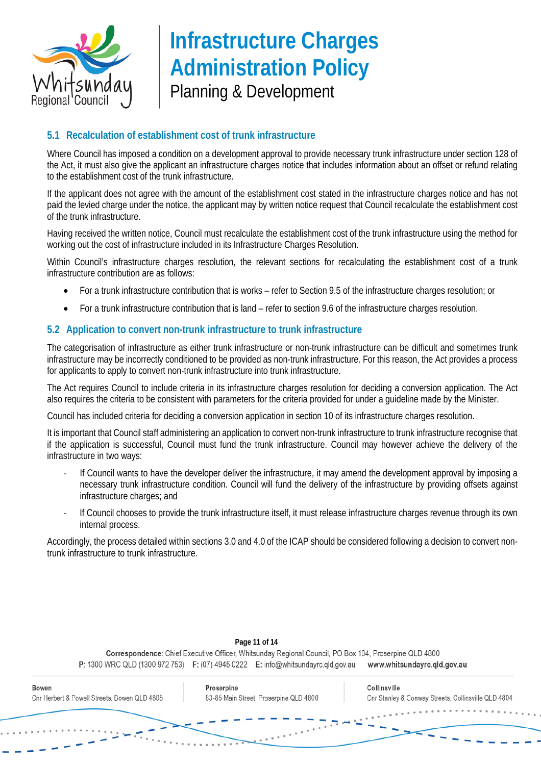## 5.1 Recalculation of establishment cost of trunk infrastructure

Where Council has imposed a condition on a development approval to provide necessary trunk infrastructure under section 128 of the Act, it must also give the applicant an infrastructure charges notice that includes information about an offset or refund relating to the establishment cost of the trunk infrastructure.

If the applicant does not agree with the amount of the establishment cost stated in the infrastructure charges notice and has not paid the levied charge under the notice, the applicant may by written notice request that Council recalculate the establishment cost of the trunk infrastructure.

Having received the written notice, Council must recalculate the establishment cost of the trunk infrastructure using the method for working out the cost of infrastructure included in its Infrastructure Charges Resolution.

Within Council's infrastructure charges resolution, the relevant sections for recalculating the establishment cost of a trunk infrastructure contribution are as follows:

- For a trunk infrastructure contribution that is works – refer to Section 9.5 of the infrastructure charges resolution; or
- For a trunk infrastructure contribution that is land – refer to section 9.6 of the infrastructure charges resolution.

## 5.2 Application to convert non-trunk infrastructure to trunk infrastructure

The categorisation of infrastructure as either trunk infrastructure or non-trunk infrastructure can be difficult and sometimes trunk infrastructure may be incorrectly conditioned to be provided as non-trunk infrastructure. For this reason, the Act provides a process for applicants to apply to convert non-trunk infrastructure into trunk infrastructure.

The Act requires Council to include criteria in its infrastructure charges resolution for deciding a conversion application. The Act also requires the criteria to be consistent with parameters for the criteria provided for under a guideline made by the Minister.

Council has included criteria for deciding a conversion application in section 10 of its infrastructure charges resolution.

It is important that Council staff administering an application to convert non-trunk infrastructure to trunk infrastructure recognise that if the application is successful, Council must fund the trunk infrastructure. Council may however achieve the delivery of the infrastructure in two ways:

- If Council wants to have the developer deliver the infrastructure, it may amend the development approval by imposing a necessary trunk infrastructure condition. Council will fund the delivery of the infrastructure by providing offsets against infrastructure charges; and
- If Council chooses to provide the trunk infrastructure itself, it must release infrastructure charges revenue through its own internal process.

Accordingly, the process detailed within sections 3.0 and 4.0 of the ICAP should be considered following a decision to convert non-trunk infrastructure to trunk infrastructure.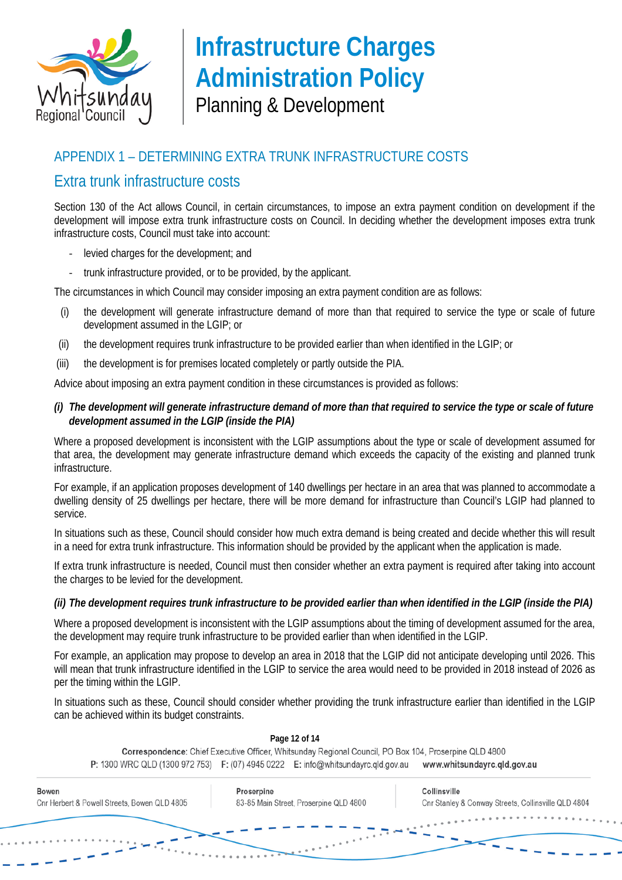## APPENDIX 1 – DETERMINING EXTRA TRUNK INFRASTRUCTURE COSTS

### Extra trunk infrastructure costs

Section 130 of the Act allows Council, in certain circumstances, to impose an extra payment condition on development if the development will impose extra trunk infrastructure costs on Council. In deciding whether the development imposes extra trunk infrastructure costs, Council must take into account:

- levied charges for the development; and
- trunk infrastructure provided, or to be provided, by the applicant.

The circumstances in which Council may consider imposing an extra payment condition are as follows:

(i) the development will generate infrastructure demand of more than that required to service the type or scale of future development assumed in the LGIP; or

(ii) the development requires trunk infrastructure to be provided earlier than when identified in the LGIP; or

(iii) the development is for premises located completely or partly outside the PIA.

Advice about imposing an extra payment condition in these circumstances is provided as follows:

***(i) The development will generate infrastructure demand of more than that required to service the type or scale of future development assumed in the LGIP (inside the PIA)***

Where a proposed development is inconsistent with the LGIP assumptions about the type or scale of development assumed for that area, the development may generate infrastructure demand which exceeds the capacity of the existing and planned trunk infrastructure.

For example, if an application proposes development of 140 dwellings per hectare in an area that was planned to accommodate a dwelling density of 25 dwellings per hectare, there will be more demand for infrastructure than Council's LGIP had planned to service.

In situations such as these, Council should consider how much extra demand is being created and decide whether this will result in a need for extra trunk infrastructure. This information should be provided by the applicant when the application is made.

If extra trunk infrastructure is needed, Council must then consider whether an extra payment is required after taking into account the charges to be levied for the development.

***(ii) The development requires trunk infrastructure to be provided earlier than when identified in the LGIP (inside the PIA)***

Where a proposed development is inconsistent with the LGIP assumptions about the timing of development assumed for the area, the development may require trunk infrastructure to be provided earlier than when identified in the LGIP.

For example, an application may propose to develop an area in 2018 that the LGIP did not anticipate developing until 2026. This will mean that trunk infrastructure identified in the LGIP to service the area would need to be provided in 2018 instead of 2026 as per the timing within the LGIP.

In situations such as these, Council should consider whether providing the trunk infrastructure earlier than identified in the LGIP can be achieved within its budget constraints.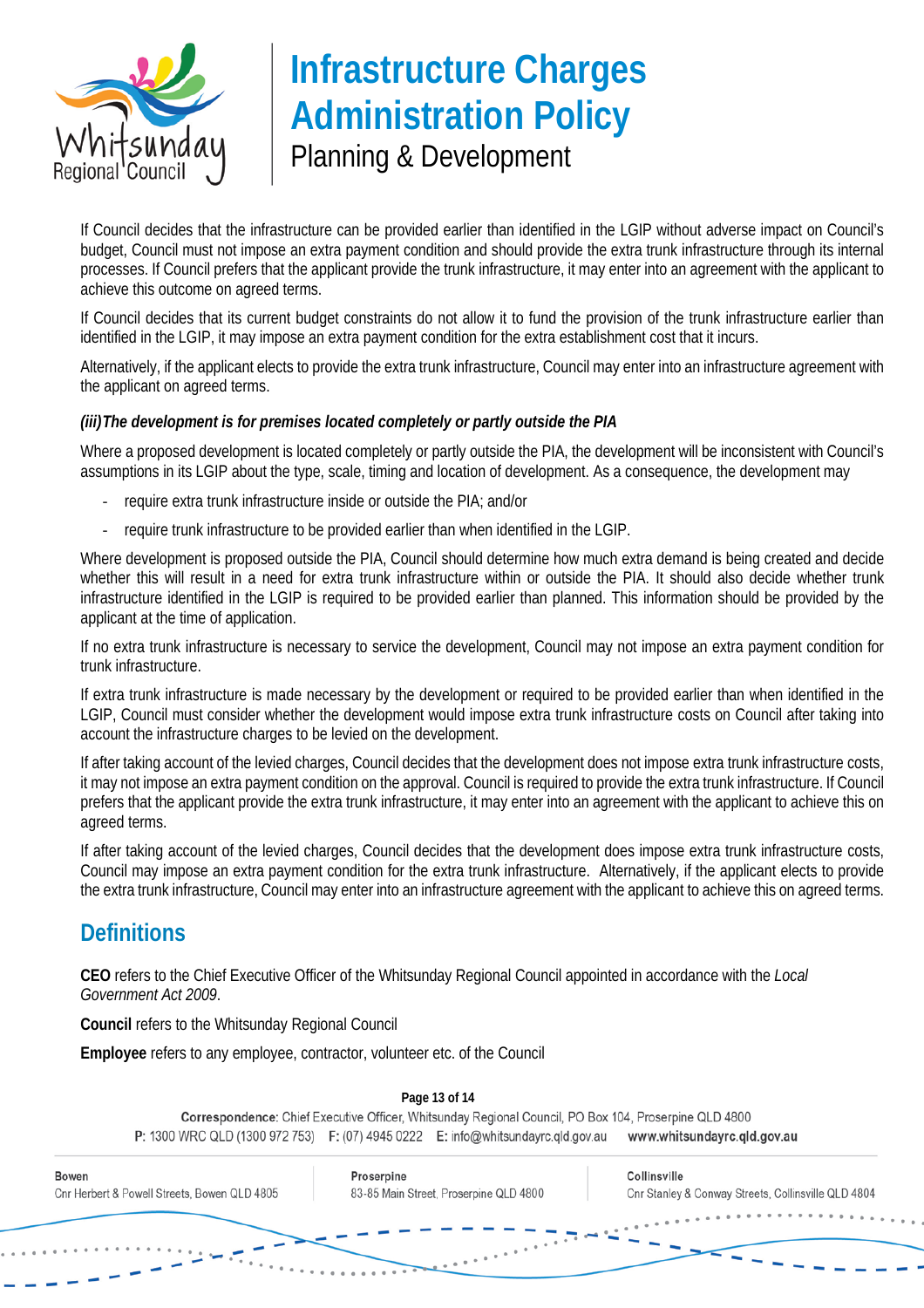If Council decides that the infrastructure can be provided earlier than identified in the LGIP without adverse impact on Council's budget, Council must not impose an extra payment condition and should provide the extra trunk infrastructure through its internal processes. If Council prefers that the applicant provide the trunk infrastructure, it may enter into an agreement with the applicant to achieve this outcome on agreed terms.

If Council decides that its current budget constraints do not allow it to fund the provision of the trunk infrastructure earlier than identified in the LGIP, it may impose an extra payment condition for the extra establishment cost that it incurs.

Alternatively, if the applicant elects to provide the extra trunk infrastructure, Council may enter into an infrastructure agreement with the applicant on agreed terms.

***(iii)The development is for premises located completely or partly outside the PIA***

Where a proposed development is located completely or partly outside the PIA, the development will be inconsistent with Council's assumptions in its LGIP about the type, scale, timing and location of development. As a consequence, the development may

- require extra trunk infrastructure inside or outside the PIA; and/or
- require trunk infrastructure to be provided earlier than when identified in the LGIP.

Where development is proposed outside the PIA, Council should determine how much extra demand is being created and decide whether this will result in a need for extra trunk infrastructure within or outside the PIA. It should also decide whether trunk infrastructure identified in the LGIP is required to be provided earlier than planned. This information should be provided by the applicant at the time of application.

If no extra trunk infrastructure is necessary to service the development, Council may not impose an extra payment condition for trunk infrastructure.

If extra trunk infrastructure is made necessary by the development or required to be provided earlier than when identified in the LGIP, Council must consider whether the development would impose extra trunk infrastructure costs on Council after taking into account the infrastructure charges to be levied on the development.

If after taking account of the levied charges, Council decides that the development does not impose extra trunk infrastructure costs, it may not impose an extra payment condition on the approval. Council is required to provide the extra trunk infrastructure. If Council prefers that the applicant provide the extra trunk infrastructure, it may enter into an agreement with the applicant to achieve this on agreed terms.

If after taking account of the levied charges, Council decides that the development does impose extra trunk infrastructure costs, Council may impose an extra payment condition for the extra trunk infrastructure. Alternatively, if the applicant elects to provide the extra trunk infrastructure, Council may enter into an infrastructure agreement with the applicant to achieve this on agreed terms.

## Definitions

**CEO** refers to the Chief Executive Officer of the Whitsunday Regional Council appointed in accordance with the *Local Government Act 2009*.

**Council** refers to the Whitsunday Regional Council

**Employee** refers to any employee, contractor, volunteer etc. of the Council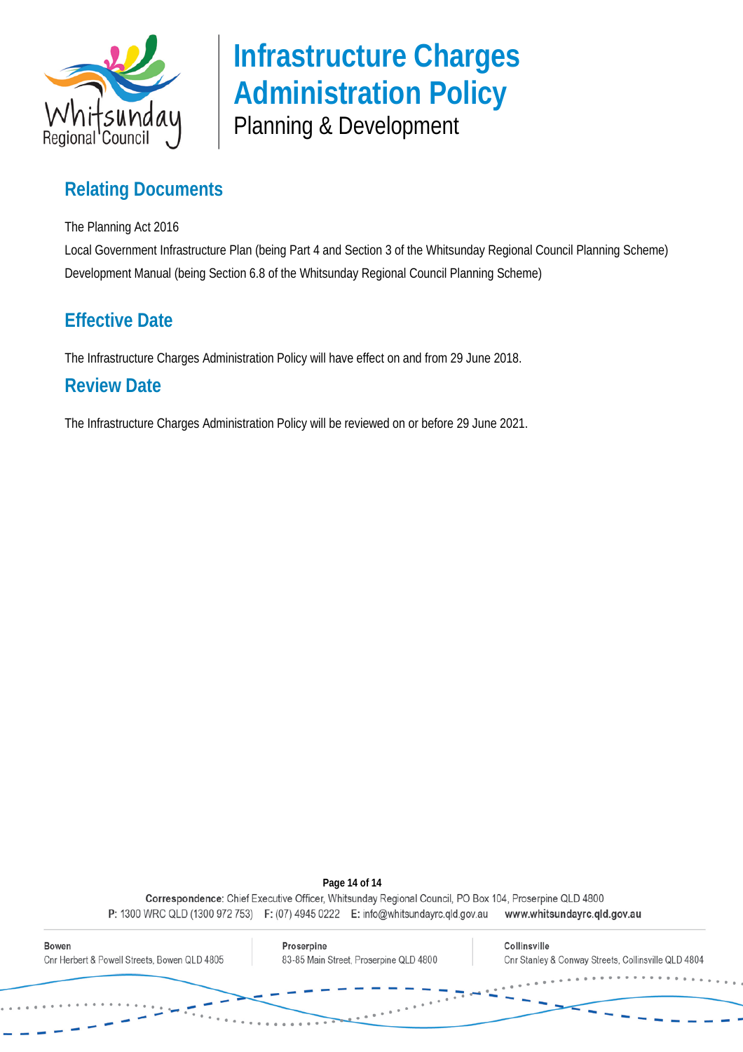## Relating Documents

The Planning Act 2016

Local Government Infrastructure Plan (being Part 4 and Section 3 of the Whitsunday Regional Council Planning Scheme)

Development Manual (being Section 6.8 of the Whitsunday Regional Council Planning Scheme)

## Effective Date

The Infrastructure Charges Administration Policy will have effect on and from 29 June 2018.

## Review Date

The Infrastructure Charges Administration Policy will be reviewed on or before 29 June 2021.